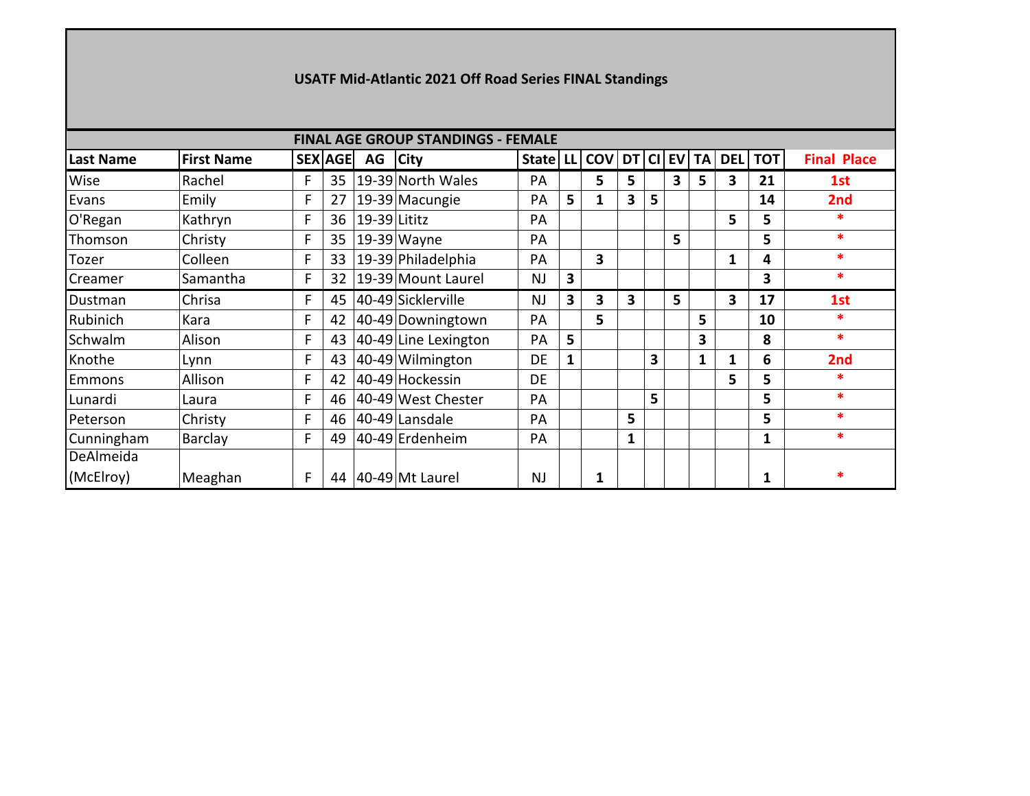# USATF Mid-Atlantic 2021 Off Road Series FINAL Standings

## FINAL AGE GROUP STANDINGS - FEMALE

| Last Name | First Name | SEX | AGE | AG | City | State | LL | COV | DT | CI | EV | TA | DEL | TOT | Final Place |
|---|---|---|---|---|---|---|---|---|---|---|---|---|---|---|---|
| Wise | Rachel | F | 35 | 19-39 | North Wales | PA | | 5 | 5 | | 3 | 5 | 3 | 21 | 1st |
| Evans | Emily | F | 27 | 19-39 | Macungie | PA | 5 | 1 | 3 | 5 | | | | 14 | 2nd |
| O'Regan | Kathryn | F | 36 | 19-39 | Lititz | PA | | | | | | | 5 | 5 | * |
| Thomson | Christy | F | 35 | 19-39 | Wayne | PA | | | | | 5 | | | 5 | * |
| Tozer | Colleen | F | 33 | 19-39 | Philadelphia | PA | | 3 | | | | | 1 | 4 | * |
| Creamer | Samantha | F | 32 | 19-39 | Mount Laurel | NJ | 3 | | | | | | | 3 | * |
| Dustman | Chrisa | F | 45 | 40-49 | Sicklerville | NJ | 3 | 3 | 3 | | 5 | | 3 | 17 | 1st |
| Rubinich | Kara | F | 42 | 40-49 | Downingtown | PA | | 5 | | | | 5 | | 10 | * |
| Schwalm | Alison | F | 43 | 40-49 | Line Lexington | PA | 5 | | | | | 3 | | 8 | * |
| Knothe | Lynn | F | 43 | 40-49 | Wilmington | DE | 1 | | | 3 | | 1 | 1 | 6 | 2nd |
| Emmons | Allison | F | 42 | 40-49 | Hockessin | DE | | | | | | | 5 | 5 | * |
| Lunardi | Laura | F | 46 | 40-49 | West Chester | PA | | | | 5 | | | | 5 | * |
| Peterson | Christy | F | 46 | 40-49 | Lansdale | PA | | | 5 | | | | | 5 | * |
| Cunningham | Barclay | F | 49 | 40-49 | Erdenheim | PA | | | 1 | | | | | 1 | * |
| DeAlmeida (McElroy) | Meaghan | F | 44 | 40-49 | Mt Laurel | NJ | | 1 | | | | | | 1 | * |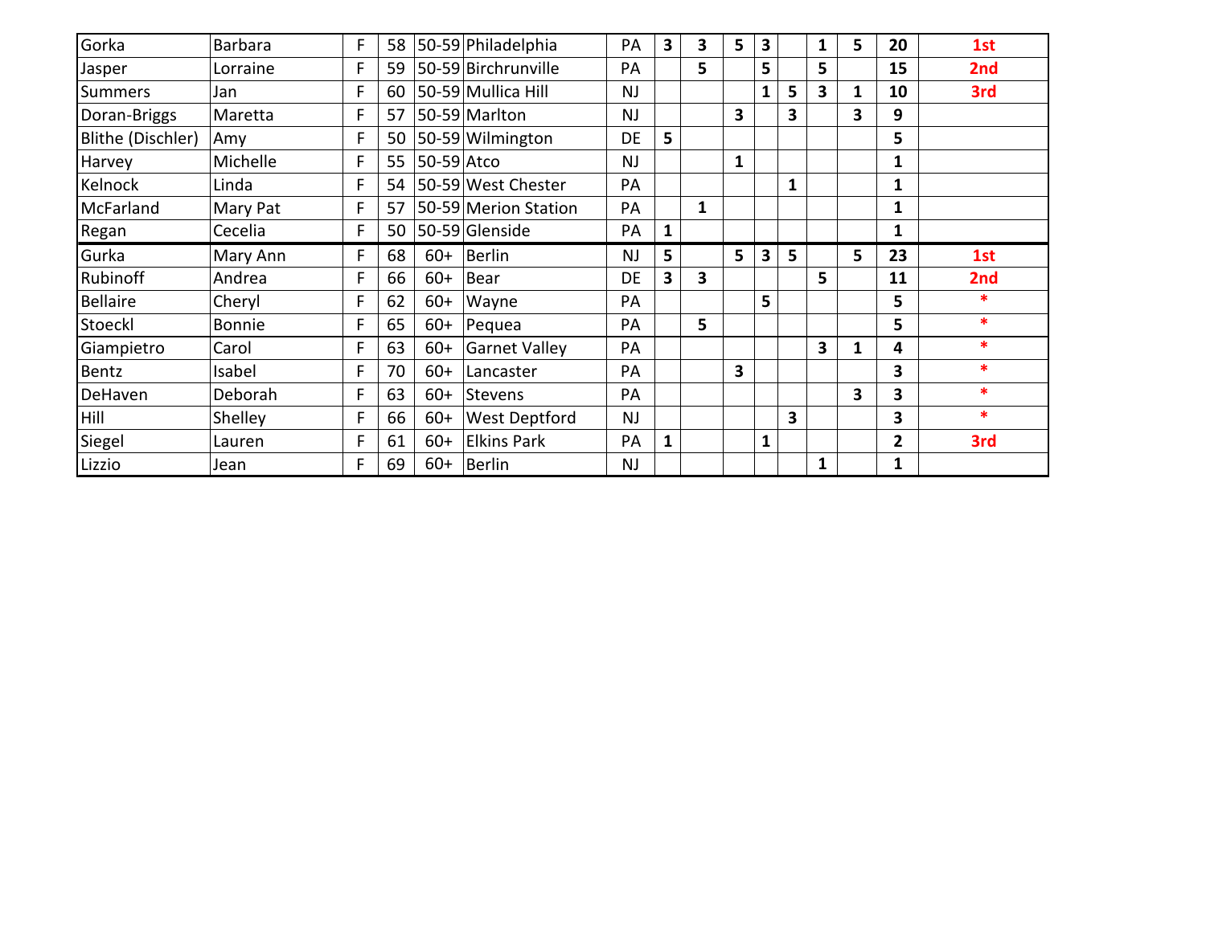| | | | | | | | | | | | | | | | |
|---|---|---|---|---|---|---|---|---|---|---|---|---|---|---|---|
| Gorka | Barbara | F | 58 | 50-59 | Philadelphia | PA | **3** | **3** | **5** | **3** | | **1** | **5** | **20** | 1st |
| Jasper | Lorraine | F | 59 | 50-59 | Birchrunville | PA | | **5** | | **5** | | **5** | | **15** | 2nd |
| Summers | Jan | F | 60 | 50-59 | Mullica Hill | NJ | | | | **1** | **5** | **3** | **1** | **10** | 3rd |
| Doran-Briggs | Maretta | F | 57 | 50-59 | Marlton | NJ | | | **3** | | **3** | | **3** | **9** | |
| Blithe (Dischler) | Amy | F | 50 | 50-59 | Wilmington | DE | **5** | | | | | | | **5** | |
| Harvey | Michelle | F | 55 | 50-59 | Atco | NJ | | | **1** | | | | | **1** | |
| Kelnock | Linda | F | 54 | 50-59 | West Chester | PA | | | | | **1** | | | **1** | |
| McFarland | Mary Pat | F | 57 | 50-59 | Merion Station | PA | | **1** | | | | | | **1** | |
| Regan | Cecelia | F | 50 | 50-59 | Glenside | PA | **1** | | | | | | | **1** | |
| Gurka | Mary Ann | F | 68 | 60+ | Berlin | NJ | **5** | | **5** | **3** | **5** | | **5** | **23** | 1st |
| Rubinoff | Andrea | F | 66 | 60+ | Bear | DE | **3** | **3** | | | | **5** | | **11** | 2nd |
| Bellaire | Cheryl | F | 62 | 60+ | Wayne | PA | | | | **5** | | | | **5** | * |
| Stoeckl | Bonnie | F | 65 | 60+ | Pequea | PA | | **5** | | | | | | **5** | * |
| Giampietro | Carol | F | 63 | 60+ | Garnet Valley | PA | | | | | | **3** | **1** | **4** | * |
| Bentz | Isabel | F | 70 | 60+ | Lancaster | PA | | | **3** | | | | | **3** | * |
| DeHaven | Deborah | F | 63 | 60+ | Stevens | PA | | | | | | | **3** | **3** | * |
| Hill | Shelley | F | 66 | 60+ | West Deptford | NJ | | | | | **3** | | | **3** | * |
| Siegel | Lauren | F | 61 | 60+ | Elkins Park | PA | **1** | | | **1** | | | | **2** | 3rd |
| Lizzio | Jean | F | 69 | 60+ | Berlin | NJ | | | | | | **1** | | **1** | |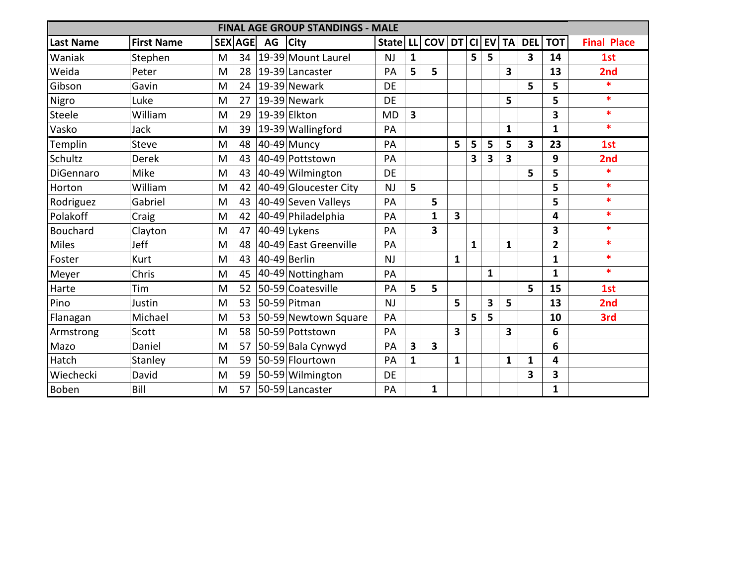| FINAL AGE GROUP STANDINGS - MALE | | | | | | | | | | | | | | | |
|---|---|---|---|---|---|---|---|---|---|---|---|---|---|---|---|
| **Last Name** | **First Name** | **SEX** | **AGE** | **AG** | **City** | **State** | **LL** | **COV** | **DT** | **CI** | **EV** | **TA** | **DEL** | **TOT** | **Final Place** |
| Waniak | Stephen | M | 34 | 19-39 | Mount Laurel | NJ | 1 | | | 5 | 5 | | 3 | 14 | 1st |
| Weida | Peter | M | 28 | 19-39 | Lancaster | PA | 5 | 5 | | | | 3 | | 13 | 2nd |
| Gibson | Gavin | M | 24 | 19-39 | Newark | DE | | | | | | | 5 | 5 | * |
| Nigro | Luke | M | 27 | 19-39 | Newark | DE | | | | | | 5 | | 5 | * |
| Steele | William | M | 29 | 19-39 | Elkton | MD | 3 | | | | | | | 3 | * |
| Vasko | Jack | M | 39 | 19-39 | Wallingford | PA | | | | | | 1 | | 1 | * |
| Templin | Steve | M | 48 | 40-49 | Muncy | PA | | | 5 | 5 | 5 | 5 | 3 | 23 | 1st |
| Schultz | Derek | M | 43 | 40-49 | Pottstown | PA | | | | 3 | 3 | 3 | | 9 | 2nd |
| DiGennaro | Mike | M | 43 | 40-49 | Wilmington | DE | | | | | | | 5 | 5 | * |
| Horton | William | M | 42 | 40-49 | Gloucester City | NJ | 5 | | | | | | | 5 | * |
| Rodriguez | Gabriel | M | 43 | 40-49 | Seven Valleys | PA | | 5 | | | | | | 5 | * |
| Polakoff | Craig | M | 42 | 40-49 | Philadelphia | PA | | 1 | 3 | | | | | 4 | * |
| Bouchard | Clayton | M | 47 | 40-49 | Lykens | PA | | 3 | | | | | | 3 | * |
| Miles | Jeff | M | 48 | 40-49 | East Greenville | PA | | | | 1 | | 1 | | 2 | * |
| Foster | Kurt | M | 43 | 40-49 | Berlin | NJ | | | 1 | | | | | 1 | * |
| Meyer | Chris | M | 45 | 40-49 | Nottingham | PA | | | | | 1 | | | 1 | * |
| Harte | Tim | M | 52 | 50-59 | Coatesville | PA | 5 | 5 | | | | | 5 | 15 | 1st |
| Pino | Justin | M | 53 | 50-59 | Pitman | NJ | | | 5 | | 3 | 5 | | 13 | 2nd |
| Flanagan | Michael | M | 53 | 50-59 | Newtown Square | PA | | | | 5 | 5 | | | 10 | 3rd |
| Armstrong | Scott | M | 58 | 50-59 | Pottstown | PA | | | 3 | | | 3 | | 6 | |
| Mazo | Daniel | M | 57 | 50-59 | Bala Cynwyd | PA | 3 | 3 | | | | | | 6 | |
| Hatch | Stanley | M | 59 | 50-59 | Flourtown | PA | 1 | | 1 | | | 1 | 1 | 4 | |
| Wiechecki | David | M | 59 | 50-59 | Wilmington | DE | | | | | | | 3 | 3 | |
| Boben | Bill | M | 57 | 50-59 | Lancaster | PA | | 1 | | | | | | 1 | |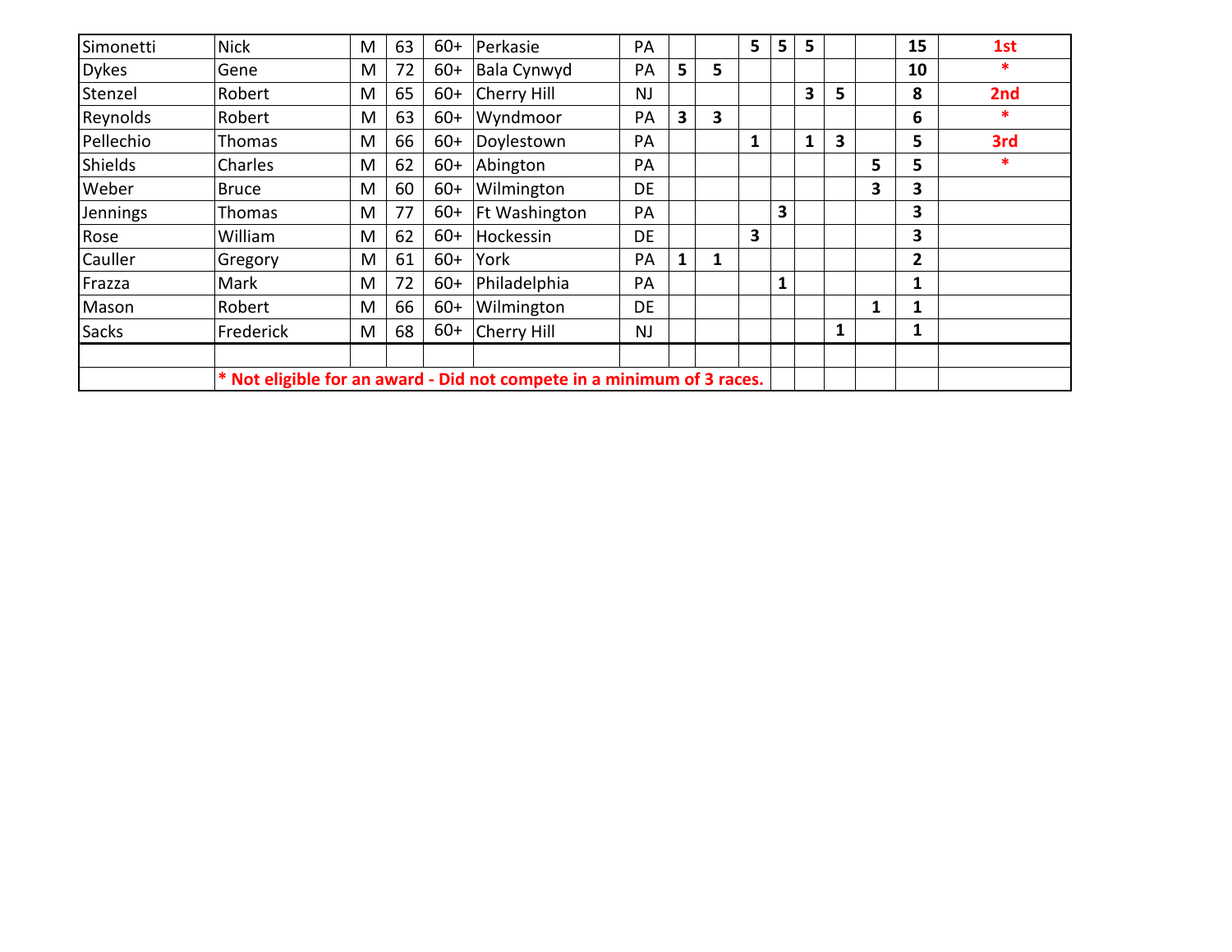| | | | | | | | | | | | | | | | |
|---|---|---|---|---|---|---|---|---|---|---|---|---|---|---|---|
| Simonetti | Nick | M | 63 | 60+ | Perkasie | PA | | | 5 | 5 | 5 | | | 15 | 1st |
| Dykes | Gene | M | 72 | 60+ | Bala Cynwyd | PA | 5 | 5 | | | | | | 10 | * |
| Stenzel | Robert | M | 65 | 60+ | Cherry Hill | NJ | | | | | 3 | 5 | | 8 | 2nd |
| Reynolds | Robert | M | 63 | 60+ | Wyndmoor | PA | 3 | 3 | | | | | | 6 | * |
| Pellechio | Thomas | M | 66 | 60+ | Doylestown | PA | | | 1 | | 1 | 3 | | 5 | 3rd |
| Shields | Charles | M | 62 | 60+ | Abington | PA | | | | | | | 5 | 5 | * |
| Weber | Bruce | M | 60 | 60+ | Wilmington | DE | | | | | | | 3 | 3 | |
| Jennings | Thomas | M | 77 | 60+ | Ft Washington | PA | | | | 3 | | | | 3 | |
| Rose | William | M | 62 | 60+ | Hockessin | DE | | | 3 | | | | | 3 | |
| Cauller | Gregory | M | 61 | 60+ | York | PA | 1 | 1 | | | | | | 2 | |
| Frazza | Mark | M | 72 | 60+ | Philadelphia | PA | | | | 1 | | | | 1 | |
| Mason | Robert | M | 66 | 60+ | Wilmington | DE | | | | | | | 1 | 1 | |
| Sacks | Frederick | M | 68 | 60+ | Cherry Hill | NJ | | | | | | 1 | | 1 | |

**\* Not eligible for an award - Did not compete in a minimum of 3 races.**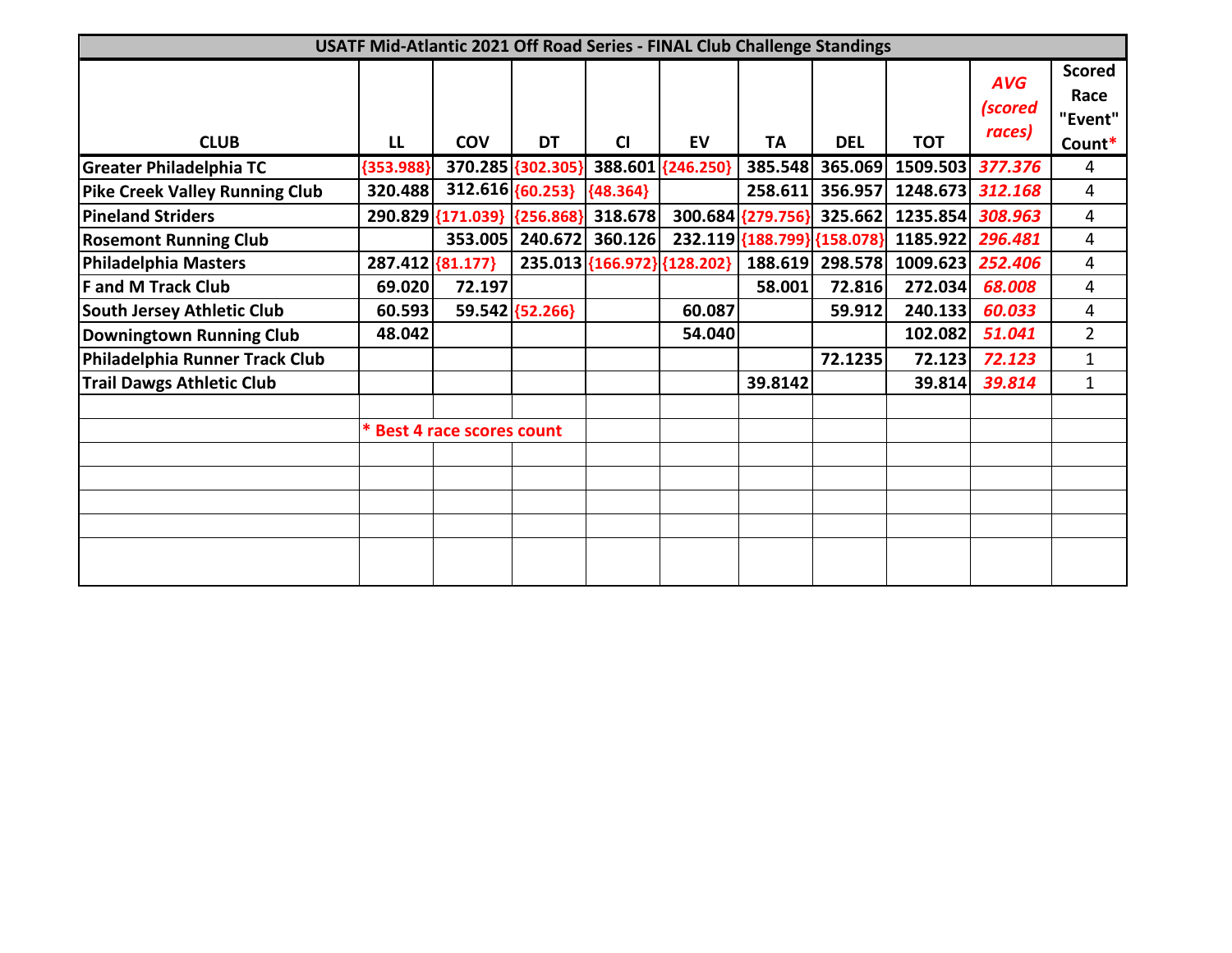| USATF Mid-Atlantic 2021 Off Road Series - FINAL Club Challenge Standings | | | | | | | | | | |
|---|---|---|---|---|---|---|---|---|---|---|
| CLUB | LL | COV | DT | CI | EV | TA | DEL | TOT | AVG (scored races) | Scored Race "Event" Count* |
| Greater Philadelphia TC | {353.988} | 370.285 | {302.305} | 388.601 | {246.250} | 385.548 | 365.069 | 1509.503 | 377.376 | 4 |
| Pike Creek Valley Running Club | 320.488 | 312.616 | {60.253} | {48.364} | | 258.611 | 356.957 | 1248.673 | 312.168 | 4 |
| Pineland Striders | 290.829 | {171.039} | {256.868} | 318.678 | 300.684 | {279.756} | 325.662 | 1235.854 | 308.963 | 4 |
| Rosemont Running Club | | 353.005 | 240.672 | 360.126 | 232.119 | {188.799} | {158.078} | 1185.922 | 296.481 | 4 |
| Philadelphia Masters | 287.412 | {81.177} | 235.013 | {166.972} | {128.202} | 188.619 | 298.578 | 1009.623 | 252.406 | 4 |
| F and M Track Club | 69.020 | 72.197 | | | | 58.001 | 72.816 | 272.034 | 68.008 | 4 |
| South Jersey Athletic Club | 60.593 | 59.542 | {52.266} | | 60.087 | | 59.912 | 240.133 | 60.033 | 4 |
| Downingtown Running Club | 48.042 | | | | 54.040 | | | 102.082 | 51.041 | 2 |
| Philadelphia Runner Track Club | | | | | | | 72.1235 | 72.123 | 72.123 | 1 |
| Trail Dawgs Athletic Club | | | | | | 39.8142 | | 39.814 | 39.814 | 1 |

* Best 4 race scores count